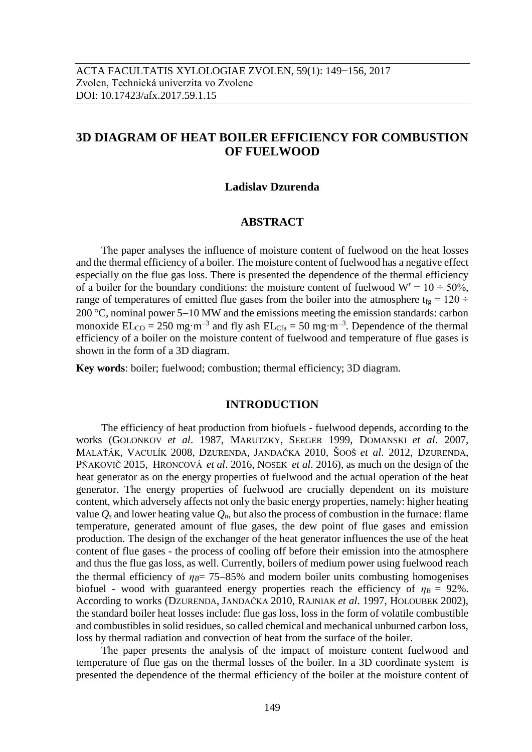ACTA FACULTATIS XYLOLOGIAE ZVOLEN, 59(1): 149−156, 2017
Zvolen, Technická univerzita vo Zvolene
DOI: 10.17423/afx.2017.59.1.15

# 3D DIAGRAM OF HEAT BOILER EFFICIENCY FOR COMBUSTION OF FUELWOOD

**Ladislav Dzurenda**

## ABSTRACT

The paper analyses the influence of moisture content of fuelwood on the heat losses and the thermal efficiency of a boiler. The moisture content of fuelwood has a negative effect especially on the flue gas loss. There is presented the dependence of the thermal efficiency of a boiler for the boundary conditions: the moisture content of fuelwood $W^r = 10 \div 50\%$, range of temperatures of emitted flue gases from the boiler into the atmosphere $t_{fg} = 120 \div 200$ °C, nominal power 5−10 MW and the emissions meeting the emission standards: carbon monoxide $EL_{CO} = 250$ mg·m$^{-3}$ and fly ash $EL_{Cfa} = 50$ mg·m$^{-3}$. Dependence of the thermal efficiency of a boiler on the moisture content of fuelwood and temperature of flue gases is shown in the form of a 3D diagram.

**Key words**: boiler; fuelwood; combustion; thermal efficiency; 3D diagram.

## INTRODUCTION

The efficiency of heat production from biofuels - fuelwood depends, according to the works (Golonkov *et al*. 1987, Marutzky, Seeger 1999, Domanski *et al*. 2007, Malaťák, Vaculík 2008, Dzurenda, Jandačka 2010, Šooš *et al*. 2012, Dzurenda, Pňakovič 2015, Hroncová *et al*. 2016, Nosek *et al*. 2016), as much on the design of the heat generator as on the energy properties of fuelwood and the actual operation of the heat generator. The energy properties of fuelwood are crucially dependent on its moisture content, which adversely affects not only the basic energy properties, namely: higher heating value $Q_s$ and lower heating value $Q_n$, but also the process of combustion in the furnace: flame temperature, generated amount of flue gases, the dew point of flue gases and emission production. The design of the exchanger of the heat generator influences the use of the heat content of flue gases - the process of cooling off before their emission into the atmosphere and thus the flue gas loss, as well. Currently, boilers of medium power using fuelwood reach the thermal efficiency of $\eta_B$= 75−85% and modern boiler units combusting homogenises biofuel - wood with guaranteed energy properties reach the efficiency of $\eta_B$ = 92%. According to works (Dzurenda, Jandačka 2010, Rajniak *et al*. 1997, Holoubek 2002), the standard boiler heat losses include: flue gas loss, loss in the form of volatile combustible and combustibles in solid residues, so called chemical and mechanical unburned carbon loss, loss by thermal radiation and convection of heat from the surface of the boiler.

The paper presents the analysis of the impact of moisture content fuelwood and temperature of flue gas on the thermal losses of the boiler. In a 3D coordinate system is presented the dependence of the thermal efficiency of the boiler at the moisture content of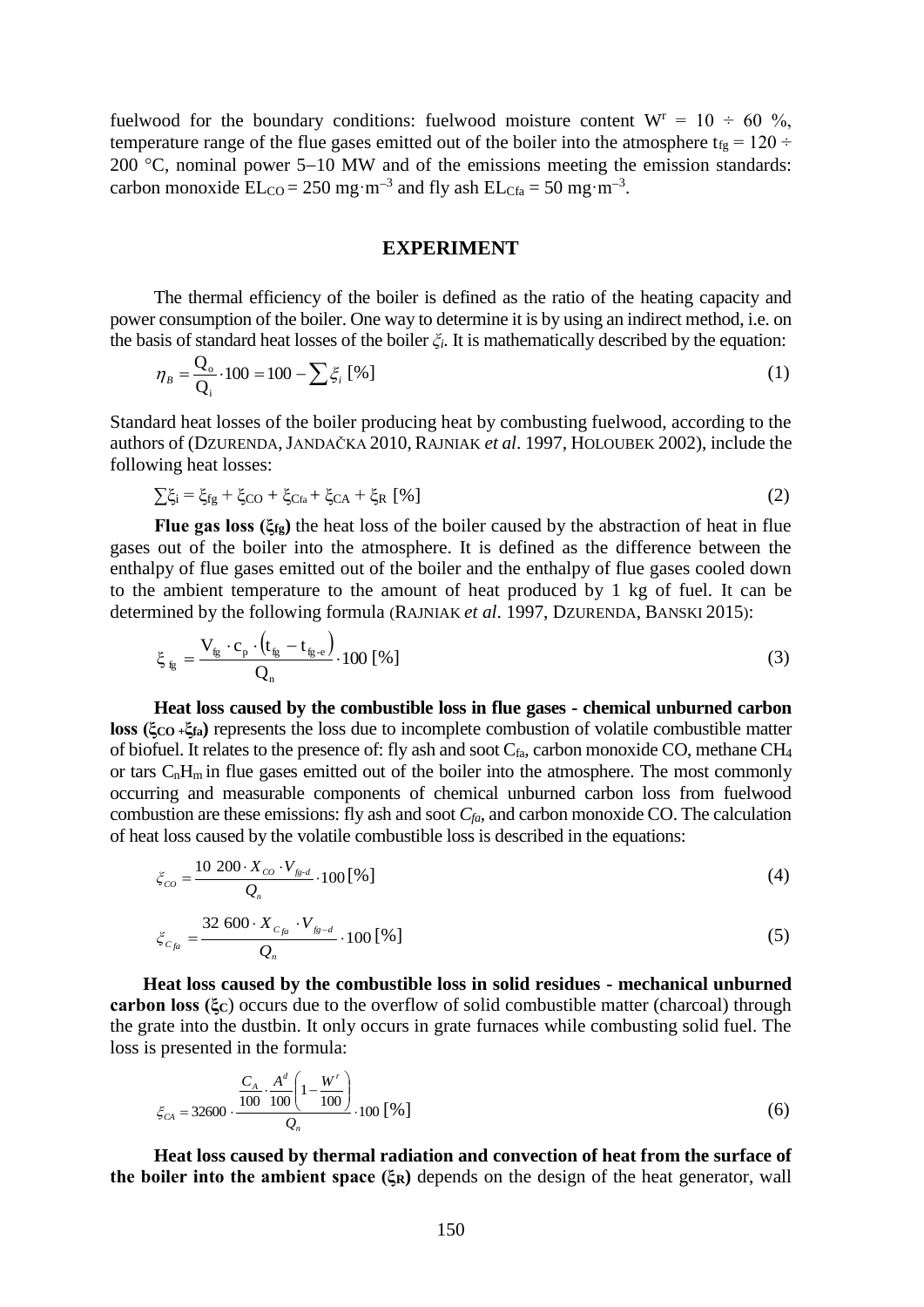fuelwood for the boundary conditions: fuelwood moisture content $W^r = 10 \div 60$ %, temperature range of the flue gases emitted out of the boiler into the atmosphere $t_{fg} = 120 \div 200$ °C, nominal power 5–10 MW and of the emissions meeting the emission standards: carbon monoxide $EL_{CO} = 250$ mg·m$^{-3}$ and fly ash $EL_{Cfa} = 50$ mg·m$^{-3}$.

## EXPERIMENT

The thermal efficiency of the boiler is defined as the ratio of the heating capacity and power consumption of the boiler. One way to determine it is by using an indirect method, i.e. on the basis of standard heat losses of the boiler $\xi_i$. It is mathematically described by the equation:

$$\eta_B = \frac{Q_o}{Q_i} \cdot 100 = 100 - \sum \xi_i \ [\%] \tag{1}$$

Standard heat losses of the boiler producing heat by combusting fuelwood, according to the authors of (DZURENDA, JANDAČKA 2010, RAJNIAK *et al*. 1997, HOLOUBEK 2002), include the following heat losses:

$$\sum \xi_i = \xi_{fg} + \xi_{CO} + \xi_{Cfa} + \xi_{CA} + \xi_R \ [\%] \tag{2}$$

**Flue gas loss ($\xi_{fg}$)** the heat loss of the boiler caused by the abstraction of heat in flue gases out of the boiler into the atmosphere. It is defined as the difference between the enthalpy of flue gases emitted out of the boiler and the enthalpy of flue gases cooled down to the ambient temperature to the amount of heat produced by 1 kg of fuel. It can be determined by the following formula (RAJNIAK *et al*. 1997, DZURENDA, BANSKI 2015):

$$\xi_{fg} = \frac{V_{fg} \cdot c_p \cdot \left(t_{fg} - t_{fg\text{-}e}\right)}{Q_n} \cdot 100 \ [\%] \tag{3}$$

**Heat loss caused by the combustible loss in flue gases - chemical unburned carbon loss ($\xi_{CO} + \xi_{fa}$)** represents the loss due to incomplete combustion of volatile combustible matter of biofuel. It relates to the presence of: fly ash and soot $C_{fa}$, carbon monoxide CO, methane $CH_4$ or tars $C_nH_m$ in flue gases emitted out of the boiler into the atmosphere. The most commonly occurring and measurable components of chemical unburned carbon loss from fuelwood combustion are these emissions: fly ash and soot $C_{fa}$, and carbon monoxide CO. The calculation of heat loss caused by the volatile combustible loss is described in the equations:

$$\xi_{CO} = \frac{10\ 200 \cdot X_{CO} \cdot V_{fg\text{-}d}}{Q_n} \cdot 100 \ [\%] \tag{4}$$

$$\xi_{C_{fa}} = \frac{32\ 600 \cdot X_{C_{fa}} \cdot V_{fg-d}}{Q_n} \cdot 100 \ [\%] \tag{5}$$

**Heat loss caused by the combustible loss in solid residues - mechanical unburned carbon loss ($\xi_C$)** occurs due to the overflow of solid combustible matter (charcoal) through the grate into the dustbin. It only occurs in grate furnaces while combusting solid fuel. The loss is presented in the formula:

$$\xi_{CA} = 32600 \cdot \frac{\frac{C_A}{100} \cdot \frac{A^d}{100}\left(1 - \frac{W^r}{100}\right)}{Q_n} \cdot 100 \ [\%] \tag{6}$$

**Heat loss caused by thermal radiation and convection of heat from the surface of the boiler into the ambient space ($\xi_R$)** depends on the design of the heat generator, wall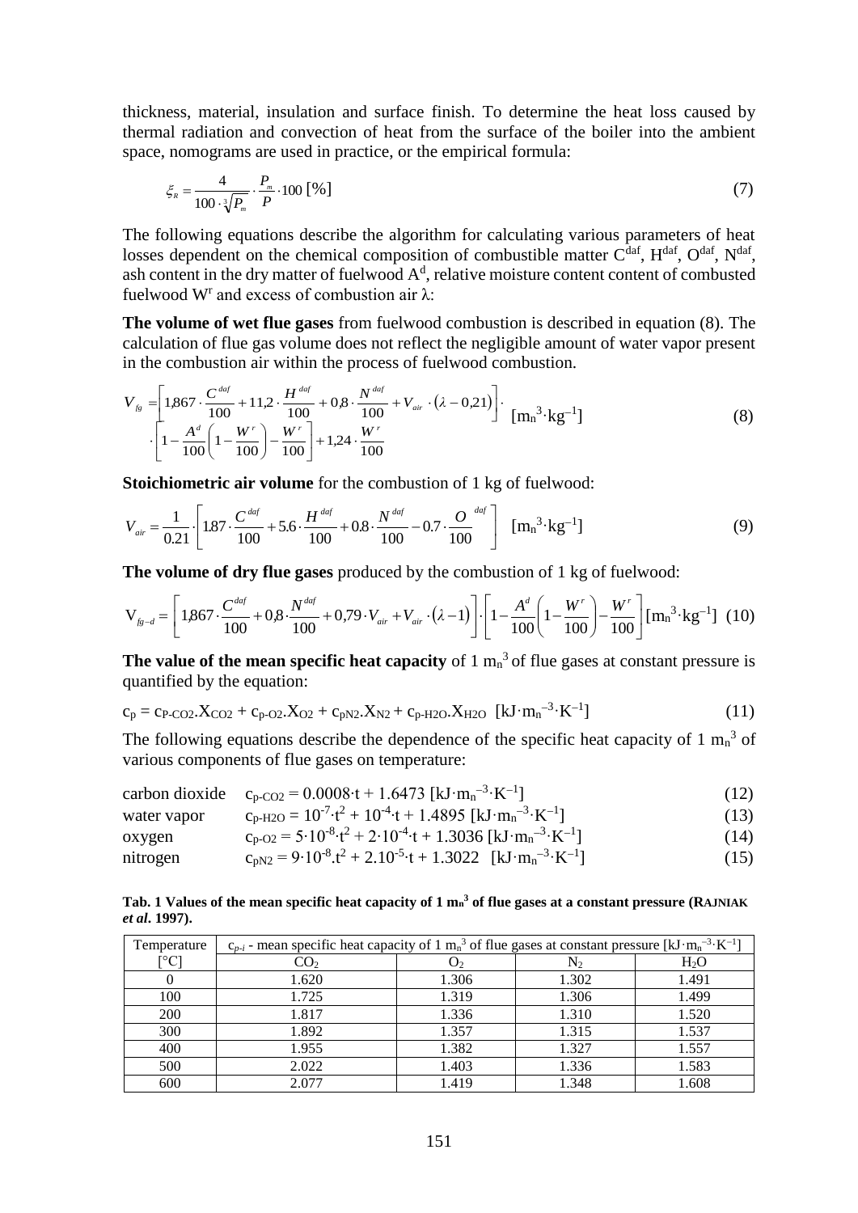thickness, material, insulation and surface finish. To determine the heat loss caused by thermal radiation and convection of heat from the surface of the boiler into the ambient space, nomograms are used in practice, or the empirical formula:

$$\xi_R = \frac{4}{100 \cdot \sqrt[3]{P_m}} \cdot \frac{P_m}{P} \cdot 100 \; [\%] \tag{7}$$

The following equations describe the algorithm for calculating various parameters of heat losses dependent on the chemical composition of combustible matter $C^{daf}$, $H^{daf}$, $O^{daf}$, $N^{daf}$, ash content in the dry matter of fuelwood $A^d$, relative moisture content content of combusted fuelwood $W^r$ and excess of combustion air $\lambda$:

**The volume of wet flue gases** from fuelwood combustion is described in equation (8). The calculation of flue gas volume does not reflect the negligible amount of water vapor present in the combustion air within the process of fuelwood combustion.

$$V_{fg} = \left[1{,}867 \cdot \frac{C^{daf}}{100} + 11{,}2 \cdot \frac{H^{daf}}{100} + 0{,}8 \cdot \frac{N^{daf}}{100} + V_{air} \cdot (\lambda - 0{,}21)\right] \cdot \left[1 - \frac{A^d}{100}\left(1 - \frac{W^r}{100}\right) - \frac{W^r}{100}\right] + 1{,}24 \cdot \frac{W^r}{100} \; [\mathrm{m_n^3 \cdot kg^{-1}}] \tag{8}$$

**Stoichiometric air volume** for the combustion of 1 kg of fuelwood:

$$V_{air} = \frac{1}{0.21} \cdot \left[1.87 \cdot \frac{C^{daf}}{100} + 5.6 \cdot \frac{H^{daf}}{100} + 0.8 \cdot \frac{N^{daf}}{100} - 0.7 \cdot \frac{O^{daf}}{100}\right] \; [\mathrm{m_n^3 \cdot kg^{-1}}] \tag{9}$$

**The volume of dry flue gases** produced by the combustion of 1 kg of fuelwood:

$$V_{fg-d} = \left[1{,}867 \cdot \frac{C^{daf}}{100} + 0{,}8 \cdot \frac{N^{daf}}{100} + 0{,}79 \cdot V_{air} + V_{air} \cdot (\lambda - 1)\right] \cdot \left[1 - \frac{A^d}{100}\left(1 - \frac{W^r}{100}\right) - \frac{W^r}{100}\right] [\mathrm{m_n^3 \cdot kg^{-1}}] \tag{10}$$

**The value of the mean specific heat capacity** of 1 $m_n^3$ of flue gases at constant pressure is quantified by the equation:

$$c_p = c_{P\text{-}CO2} . X_{CO2} + c_{p\text{-}O2} . X_{O2} + c_{pN2} . X_{N2} + c_{p\text{-}H2O} . X_{H2O} \; [\mathrm{kJ \cdot m_n^{-3} \cdot K^{-1}}] \tag{11}$$

The following equations describe the dependence of the specific heat capacity of 1 $m_n^3$ of various components of flue gases on temperature:

carbon dioxide $\quad c_{p\text{-}CO2} = 0.0008 \cdot t + 1.6473 \; [\mathrm{kJ \cdot m_n^{-3} \cdot K^{-1}}]$ (12)

water vapor $\quad c_{p\text{-}H2O} = 10^{-7} \cdot t^2 + 10^{-4} \cdot t + 1.4895 \; [\mathrm{kJ \cdot m_n^{-3} \cdot K^{-1}}]$ (13)

oxygen $\quad c_{p\text{-}O2} = 5 \cdot 10^{-8} \cdot t^2 + 2 \cdot 10^{-4} \cdot t + 1.3036 \; [\mathrm{kJ \cdot m_n^{-3} \cdot K^{-1}}]$ (14)

nitrogen $\quad c_{pN2} = 9 \cdot 10^{-8} . t^2 + 2.10^{-5} \cdot t + 1.3022 \; [\mathrm{kJ \cdot m_n^{-3} \cdot K^{-1}}]$ (15)

**Tab. 1 Values of the mean specific heat capacity of 1 $m_n^3$ of flue gases at a constant pressure (RAJNIAK *et al*. 1997).**

| Temperature [°C] | $c_{p\text{-}i}$ - mean specific heat capacity of 1 $m_n^3$ of flue gases at constant pressure [$\mathrm{kJ \cdot m_n^{-3} \cdot K^{-1}}$] | | | |
|---|---|---|---|---|
| | $CO_2$ | $O_2$ | $N_2$ | $H_2O$ |
| 0 | 1.620 | 1.306 | 1.302 | 1.491 |
| 100 | 1.725 | 1.319 | 1.306 | 1.499 |
| 200 | 1.817 | 1.336 | 1.310 | 1.520 |
| 300 | 1.892 | 1.357 | 1.315 | 1.537 |
| 400 | 1.955 | 1.382 | 1.327 | 1.557 |
| 500 | 2.022 | 1.403 | 1.336 | 1.583 |
| 600 | 2.077 | 1.419 | 1.348 | 1.608 |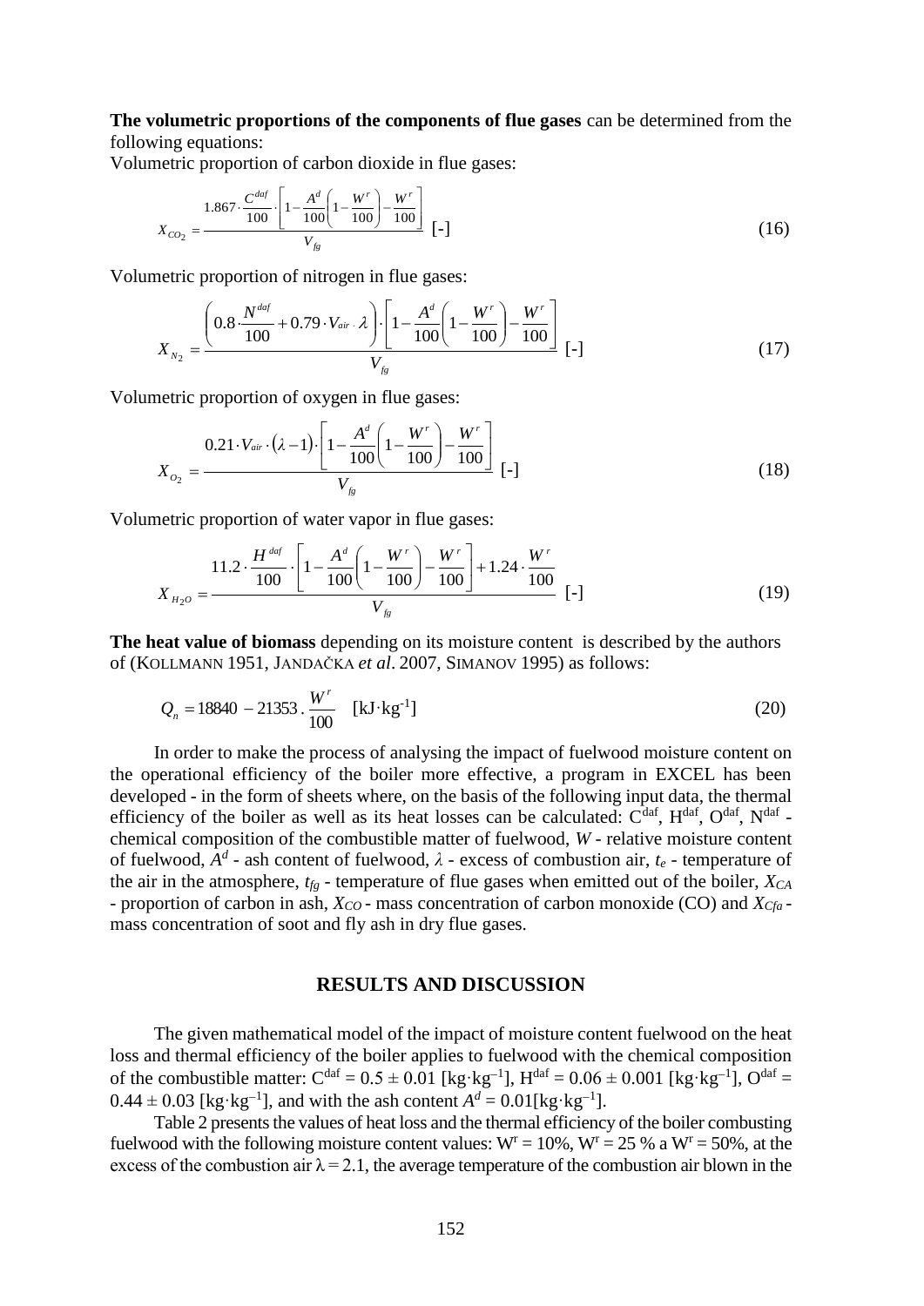**The volumetric proportions of the components of flue gases** can be determined from the following equations:

Volumetric proportion of carbon dioxide in flue gases:

$$X_{CO_2} = \frac{1.867 \cdot \frac{C^{daf}}{100} \cdot \left[1 - \frac{A^d}{100}\left(1 - \frac{W^r}{100}\right) - \frac{W^r}{100}\right]}{V_{fg}} \text{ [-]} \tag{16}$$

Volumetric proportion of nitrogen in flue gases:

$$X_{N_2} = \frac{\left(0.8 \cdot \frac{N^{daf}}{100} + 0.79 \cdot V_{air} \cdot \lambda\right) \cdot \left[1 - \frac{A^d}{100}\left(1 - \frac{W^r}{100}\right) - \frac{W^r}{100}\right]}{V_{fg}} \text{ [-]} \tag{17}$$

Volumetric proportion of oxygen in flue gases:

$$X_{O_2} = \frac{0.21 \cdot V_{air} \cdot (\lambda - 1) \cdot \left[1 - \frac{A^d}{100}\left(1 - \frac{W^r}{100}\right) - \frac{W^r}{100}\right]}{V_{fg}} \text{ [-]} \tag{18}$$

Volumetric proportion of water vapor in flue gases:

$$X_{H_2O} = \frac{11.2 \cdot \frac{H^{daf}}{100} \cdot \left[1 - \frac{A^d}{100}\left(1 - \frac{W^r}{100}\right) - \frac{W^r}{100}\right] + 1.24 \cdot \frac{W^r}{100}}{V_{fg}} \text{ [-]} \tag{19}$$

**The heat value of biomass** depending on its moisture content is described by the authors of (KOLLMANN 1951, JANDAČKA *et al*. 2007, SIMANOV 1995) as follows:

$$Q_n = 18840 - 21353 \cdot \frac{W^r}{100} \quad \text{[kJ·kg}^{-1}\text{]} \tag{20}$$

In order to make the process of analysing the impact of fuelwood moisture content on the operational efficiency of the boiler more effective, a program in EXCEL has been developed - in the form of sheets where, on the basis of the following input data, the thermal efficiency of the boiler as well as its heat losses can be calculated: $C^{daf}$, $H^{daf}$, $O^{daf}$, $N^{daf}$ - chemical composition of the combustible matter of fuelwood, $W$ - relative moisture content of fuelwood, $A^d$ - ash content of fuelwood, $\lambda$ - excess of combustion air, $t_e$ - temperature of the air in the atmosphere, $t_{fg}$ - temperature of flue gases when emitted out of the boiler, $X_{CA}$ - proportion of carbon in ash, $X_{CO}$ - mass concentration of carbon monoxide (CO) and $X_{Cfa}$ - mass concentration of soot and fly ash in dry flue gases.

## RESULTS AND DISCUSSION

The given mathematical model of the impact of moisture content fuelwood on the heat loss and thermal efficiency of the boiler applies to fuelwood with the chemical composition of the combustible matter: $C^{daf} = 0.5 \pm 0.01$ [kg·kg$^{-1}$], $H^{daf} = 0.06 \pm 0.001$ [kg·kg$^{-1}$], $O^{daf} = 0.44 \pm 0.03$ [kg·kg$^{-1}$], and with the ash content $A^d = 0.01$[kg·kg$^{-1}$].

Table 2 presents the values of heat loss and the thermal efficiency of the boiler combusting fuelwood with the following moisture content values: $W^r = 10\%$, $W^r = 25$ % a $W^r = 50\%$, at the excess of the combustion air $\lambda = 2.1$, the average temperature of the combustion air blown in the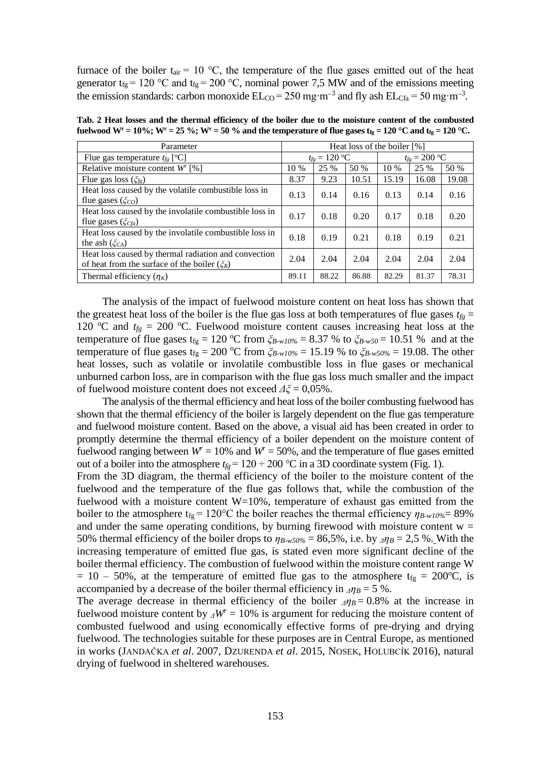furnace of the boiler $t_{air}$ = 10 °C, the temperature of the flue gases emitted out of the heat generator $t_{fg}$ = 120 °C and $t_{fg}$ = 200 °C, nominal power 7,5 MW and of the emissions meeting the emission standards: carbon monoxide $EL_{CO}$ = 250 mg·m$^{-3}$ and fly ash $EL_{Cfa}$ = 50 mg·m$^{-3}$.

**Tab. 2 Heat losses and the thermal efficiency of the boiler due to the moisture content of the combusted fuelwood $W^r$ = 10%; $W^r$ = 25 %; $W^r$ = 50 % and the temperature of flue gases $t_{fg}$ = 120 °C and $t_{fg}$ = 120 °C.**

| Parameter | Heat loss of the boiler [%] | | | | | |
|---|---|---|---|---|---|---|
| Flue gas temperature $t_{fg}$ [°C] | $t_{fg}$ = 120 °C | | | $t_{fg}$ = 200 °C | | |
| Relative moisture content $W^r$ [%] | 10 % | 25 % | 50 % | 10 % | 25 % | 50 % |
| Flue gas loss ($\xi_{fg}$) | 8.37 | 9.23 | 10.51 | 15.19 | 16.08 | 19.08 |
| Heat loss caused by the volatile combustible loss in flue gases ($\xi_{CO}$) | 0.13 | 0.14 | 0.16 | 0.13 | 0.14 | 0.16 |
| Heat loss caused by the involatile combustible loss in flue gases ($\xi_{Cfa}$) | 0.17 | 0.18 | 0.20 | 0.17 | 0.18 | 0.20 |
| Heat loss caused by the involatile combustible loss in the ash ($\xi_{CA}$) | 0.18 | 0.19 | 0.21 | 0.18 | 0.19 | 0.21 |
| Heat loss caused by thermal radiation and convection of heat from the surface of the boiler ($\xi_R$) | 2.04 | 2.04 | 2.04 | 2.04 | 2.04 | 2.04 |
| Thermal efficiency ($\eta_K$) | 89.11 | 88.22 | 86.88 | 82.29 | 81.37 | 78.31 |

The analysis of the impact of fuelwood moisture content on heat loss has shown that the greatest heat loss of the boiler is the flue gas loss at both temperatures of flue gases $t_{fg}$ = 120 °C and $t_{fg}$ = 200 °C. Fuelwood moisture content causes increasing heat loss at the temperature of flue gases $t_{fg}$ = 120 °C from $\xi_{B\text{-}w10\%}$ = 8.37 % to $\xi_{B\text{-}w50}$ = 10.51 % and at the temperature of flue gases $t_{fg}$ = 200 °C from $\xi_{B\text{-}w10\%}$ = 15.19 % to $\xi_{B\text{-}w50\%}$ = 19.08. The other heat losses, such as volatile or involatile combustible loss in flue gases or mechanical unburned carbon loss, are in comparison with the flue gas loss much smaller and the impact of fuelwood moisture content does not exceed $\Delta\xi$ = 0,05%.

The analysis of the thermal efficiency and heat loss of the boiler combusting fuelwood has shown that the thermal efficiency of the boiler is largely dependent on the flue gas temperature and fuelwood moisture content. Based on the above, a visual aid has been created in order to promptly determine the thermal efficiency of a boiler dependent on the moisture content of fuelwood ranging between $W^r$ = 10% and $W^r$ = 50%, and the temperature of flue gases emitted out of a boiler into the atmosphere $t_{fg}$ = 120 ÷ 200 °C in a 3D coordinate system (Fig. 1).

From the 3D diagram, the thermal efficiency of the boiler to the moisture content of the fuelwood and the temperature of the flue gas follows that, while the combustion of the fuelwood with a moisture content W=10%, temperature of exhaust gas emitted from the boiler to the atmosphere $t_{fg}$ = 120°C the boiler reaches the thermal efficiency $\eta_{B\text{-}w10\%}$= 89% and under the same operating conditions, by burning firewood with moisture content w = 50% thermal efficiency of the boiler drops to $\eta_{B\text{-}w50\%}$ = 86,5%, i.e. by $_{\Delta}\eta_B$ = 2,5 %. With the increasing temperature of emitted flue gas, is stated even more significant decline of the boiler thermal efficiency. The combustion of fuelwood within the moisture content range W = 10 – 50%, at the temperature of emitted flue gas to the atmosphere $t_{fg}$ = 200°C, is accompanied by a decrease of the boiler thermal efficiency in $_{\Delta}\eta_B$ = 5 %.

The average decrease in thermal efficiency of the boiler $_{\Delta}\eta_B$ = 0.8% at the increase in fuelwood moisture content by $_{\Delta}W^r$ = 10% is argument for reducing the moisture content of combusted fuelwood and using economically effective forms of pre-drying and drying fuelwood. The technologies suitable for these purposes are in Central Europe, as mentioned in works (JANDAČKA *et al*. 2007, DZURENDA *et al*. 2015, NOSEK, HOLUBCÍK 2016), natural drying of fuelwood in sheltered warehouses.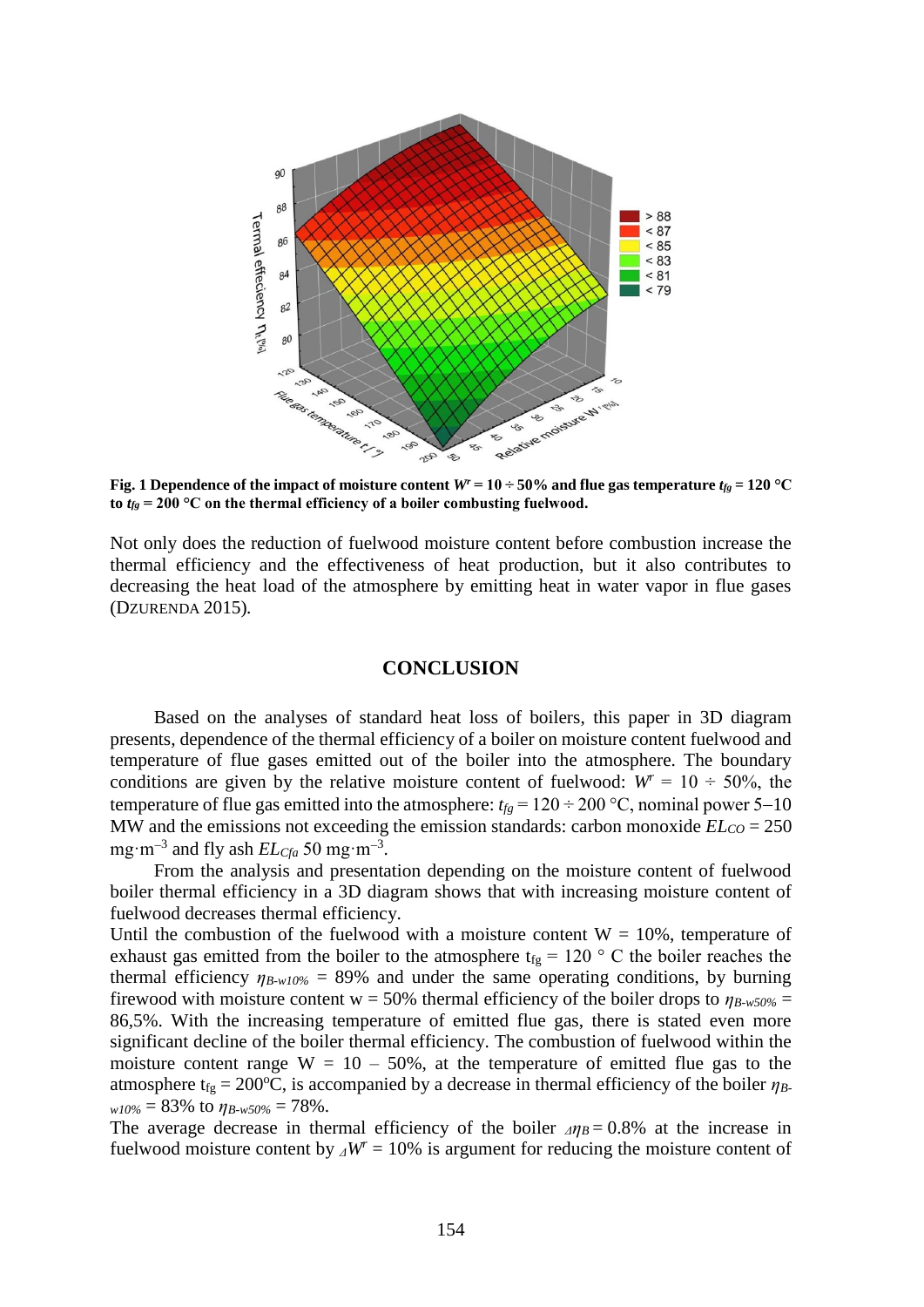**Fig. 1 Dependence of the impact of moisture content $W^r = 10 \div 50\%$ and flue gas temperature $t_{fg} = 120$ °C to $t_{fg} = 200$ °C on the thermal efficiency of a boiler combusting fuelwood.**

Not only does the reduction of fuelwood moisture content before combustion increase the thermal efficiency and the effectiveness of heat production, but it also contributes to decreasing the heat load of the atmosphere by emitting heat in water vapor in flue gases (DZURENDA 2015).

## CONCLUSION

Based on the analyses of standard heat loss of boilers, this paper in 3D diagram presents, dependence of the thermal efficiency of a boiler on moisture content fuelwood and temperature of flue gases emitted out of the boiler into the atmosphere. The boundary conditions are given by the relative moisture content of fuelwood: $W^r = 10 \div 50\%$, the temperature of flue gas emitted into the atmosphere: $t_{fg} = 120 \div 200$ °C, nominal power 5–10 MW and the emissions not exceeding the emission standards: carbon monoxide $EL_{CO} = 250$ mg·m$^{-3}$ and fly ash $EL_{Cfa}$ 50 mg·m$^{-3}$.

From the analysis and presentation depending on the moisture content of fuelwood boiler thermal efficiency in a 3D diagram shows that with increasing moisture content of fuelwood decreases thermal efficiency.

Until the combustion of the fuelwood with a moisture content W = 10%, temperature of exhaust gas emitted from the boiler to the atmosphere $t_{fg} = 120$ ° C the boiler reaches the thermal efficiency $\eta_{B\text{-}w10\%} = 89\%$ and under the same operating conditions, by burning firewood with moisture content w = 50% thermal efficiency of the boiler drops to $\eta_{B\text{-}w50\%} =$ 86,5%. With the increasing temperature of emitted flue gas, there is stated even more significant decline of the boiler thermal efficiency. The combustion of fuelwood within the moisture content range W = 10 – 50%, at the temperature of emitted flue gas to the atmosphere $t_{fg} = 200$°C, is accompanied by a decrease in thermal efficiency of the boiler $\eta_{B\text{-}w10\%} = 83\%$ to $\eta_{B\text{-}w50\%} = 78\%$.

The average decrease in thermal efficiency of the boiler $_{\Delta}\eta_B = 0.8\%$ at the increase in fuelwood moisture content by $_{\Delta}W^r = 10\%$ is argument for reducing the moisture content of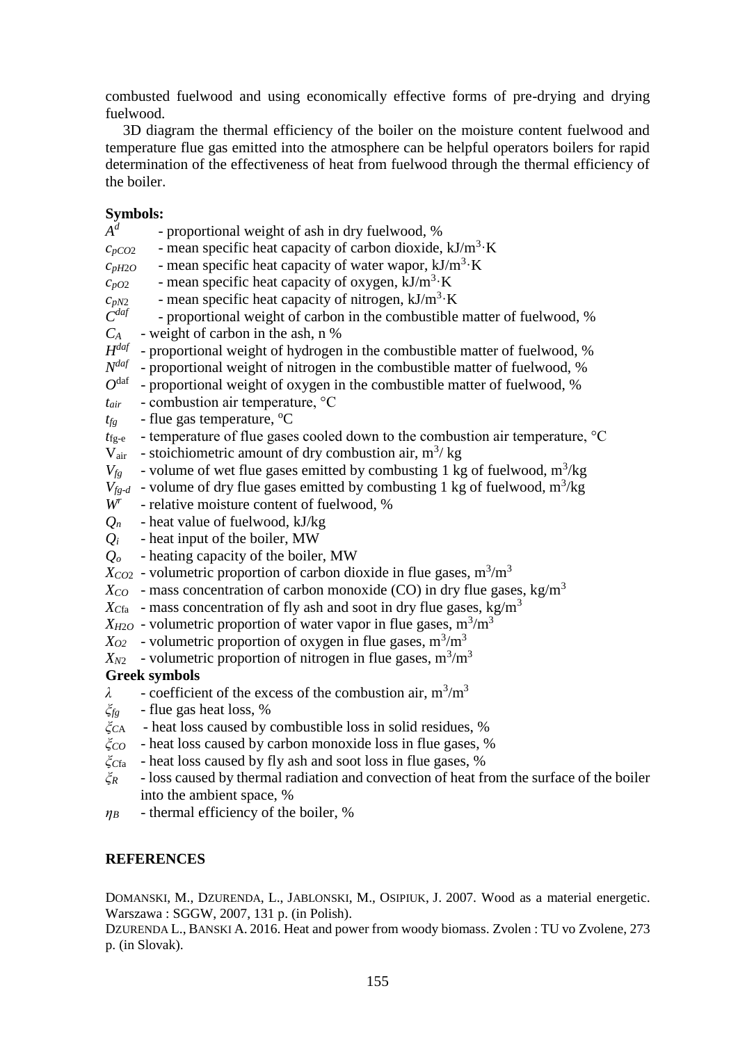combusted fuelwood and using economically effective forms of pre-drying and drying fuelwood.

3D diagram the thermal efficiency of the boiler on the moisture content fuelwood and temperature flue gas emitted into the atmosphere can be helpful operators boilers for rapid determination of the effectiveness of heat from fuelwood through the thermal efficiency of the boiler.

**Symbols:**

$A^d$ - proportional weight of ash in dry fuelwood, %
$c_{pCO2}$ - mean specific heat capacity of carbon dioxide, $kJ/m^3 \cdot K$
$c_{pH2O}$ - mean specific heat capacity of water wapor, $kJ/m^3 \cdot K$
$c_{pO2}$ - mean specific heat capacity of oxygen, $kJ/m^3 \cdot K$
$c_{pN2}$ - mean specific heat capacity of nitrogen, $kJ/m^3 \cdot K$
$C^{daf}$ - proportional weight of carbon in the combustible matter of fuelwood, %
$C_A$ - weight of carbon in the ash, n %
$H^{daf}$ - proportional weight of hydrogen in the combustible matter of fuelwood, %
$N^{daf}$ - proportional weight of nitrogen in the combustible matter of fuelwood, %
$O^{daf}$ - proportional weight of oxygen in the combustible matter of fuelwood, %
$t_{air}$ - combustion air temperature, °C
$t_{fg}$ - flue gas temperature, °C
$t_{fg\text{-}e}$ - temperature of flue gases cooled down to the combustion air temperature, °C
$V_{air}$ - stoichiometric amount of dry combustion air, $m^3$/ kg
$V_{fg}$ - volume of wet flue gases emitted by combusting 1 kg of fuelwood, $m^3/kg$
$V_{fg\text{-}d}$ - volume of dry flue gases emitted by combusting 1 kg of fuelwood, $m^3/kg$
$W^r$ - relative moisture content of fuelwood, %
$Q_n$ - heat value of fuelwood, kJ/kg
$Q_i$ - heat input of the boiler, MW
$Q_o$ - heating capacity of the boiler, MW
$X_{CO2}$ - volumetric proportion of carbon dioxide in flue gases, $m^3/m^3$
$X_{CO}$ - mass concentration of carbon monoxide (CO) in dry flue gases, $kg/m^3$
$X_{Cfa}$ - mass concentration of fly ash and soot in dry flue gases, $kg/m^3$
$X_{H2O}$ - volumetric proportion of water vapor in flue gases, $m^3/m^3$
$X_{O2}$ - volumetric proportion of oxygen in flue gases, $m^3/m^3$
$X_{N2}$ - volumetric proportion of nitrogen in flue gases, $m^3/m^3$

**Greek symbols**

$\lambda$ - coefficient of the excess of the combustion air, $m^3/m^3$
$\xi_{fg}$ - flue gas heat loss, %
$\xi_{CA}$ - heat loss caused by combustible loss in solid residues, %
$\xi_{CO}$ - heat loss caused by carbon monoxide loss in flue gases, %
$\xi_{Cfa}$ - heat loss caused by fly ash and soot loss in flue gases, %
$\xi_R$ - loss caused by thermal radiation and convection of heat from the surface of the boiler into the ambient space, %
$\eta_B$ - thermal efficiency of the boiler, %

## REFERENCES

DOMANSKI, M., DZURENDA, L., JABLONSKI, M., OSIPIUK, J. 2007. Wood as a material energetic. Warszawa : SGGW, 2007, 131 p. (in Polish).

DZURENDA L., BANSKI A. 2016. Heat and power from woody biomass. Zvolen : TU vo Zvolene, 273 p. (in Slovak).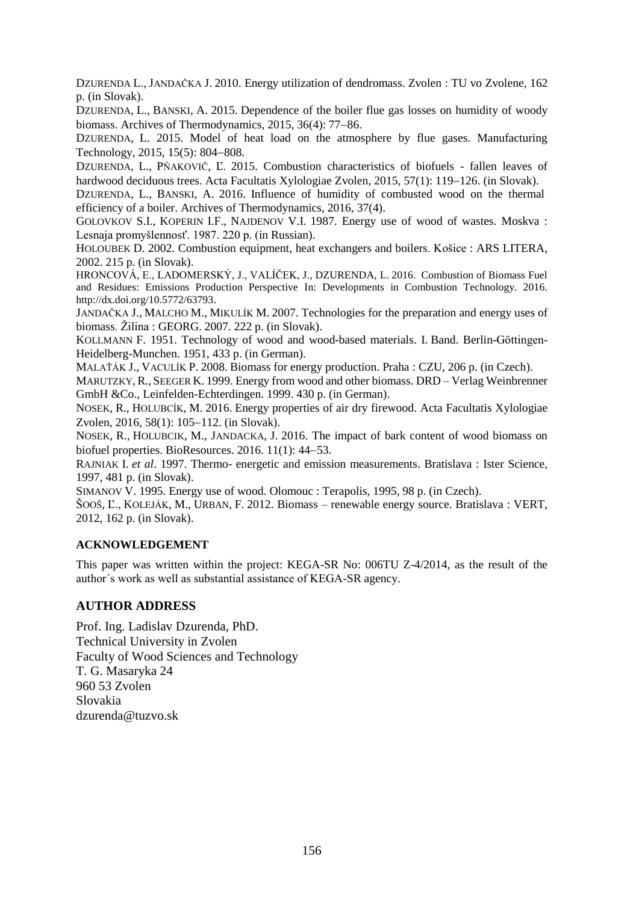DZURENDA L., JANDAČKA J. 2010. Energy utilization of dendromass. Zvolen : TU vo Zvolene, 162 p. (in Slovak).

DZURENDA, L., BANSKI, A. 2015. Dependence of the boiler flue gas losses on humidity of woody biomass. Archives of Thermodynamics, 2015, 36(4): 77–86.

DZURENDA, L. 2015. Model of heat load on the atmosphere by flue gases. Manufacturing Technology, 2015, 15(5): 804–808.

DZURENDA, L., PŇAKOVIČ, Ľ. 2015. Combustion characteristics of biofuels - fallen leaves of hardwood deciduous trees. Acta Facultatis Xylologiae Zvolen, 2015, 57(1): 119–126. (in Slovak).

DZURENDA, L., BANSKI, A. 2016. Influence of humidity of combusted wood on the thermal efficiency of a boiler. Archives of Thermodynamics, 2016, 37(4).

GOLOVKOV S.I., KOPERIN I.F., NAJDENOV V.I. 1987. Energy use of wood of wastes. Moskva : Lesnaja promyšlennosť. 1987. 220 p. (in Russian).

HOLOUBEK D. 2002. Combustion equipment, heat exchangers and boilers. Košice : ARS LITERA, 2002. 215 p. (in Slovak).

HRONCOVÁ, E., LADOMERSKÝ, J., VALÍČEK, J., DZURENDA, L. 2016. Combustion of Biomass Fuel and Residues: Emissions Production Perspective In: Developments in Combustion Technology. 2016. http://dx.doi.org/10.5772/63793.

JANDAČKA J., MALCHO M., MIKULÍK M. 2007. Technologies for the preparation and energy uses of biomass. Žilina : GEORG. 2007. 222 p. (in Slovak).

KOLLMANN F. 1951. Technology of wood and wood-based materials. I. Band. Berlin-Göttingen-Heidelberg-Munchen. 1951, 433 p. (in German).

MALAŤÁK J., VACULÍK P. 2008. Biomass for energy production. Praha : CZU, 206 p. (in Czech).

MARUTZKY, R., SEEGER K. 1999. Energy from wood and other biomass. DRD – Verlag Weinbrenner GmbH &Co., Leinfelden-Echterdingen. 1999. 430 p. (in German).

NOSEK, R., HOLUBCÍK, M. 2016. Energy properties of air dry firewood. Acta Facultatis Xylologiae Zvolen, 2016, 58(1): 105–112. (in Slovak).

NOSEK, R., HOLUBCIK, M., JANDACKA, J. 2016. The impact of bark content of wood biomass on biofuel properties. BioResources. 2016. 11(1): 44–53.

RAJNIAK I. *et al*. 1997. Thermo- energetic and emission measurements. Bratislava : Ister Science, 1997, 481 p. (in Slovak).

SIMANOV V. 1995. Energy use of wood. Olomouc : Terapolis, 1995, 98 p. (in Czech).

ŠOOŠ, Ľ., KOLEJÁK, M., URBAN, F. 2012. Biomass – renewable energy source. Bratislava : VERT, 2012, 162 p. (in Slovak).

### ACKNOWLEDGEMENT

This paper was written within the project: KEGA-SR No: 006TU Z-4/2014, as the result of the author´s work as well as substantial assistance of KEGA-SR agency.

## AUTHOR ADDRESS

Prof. Ing. Ladislav Dzurenda, PhD.
Technical University in Zvolen
Faculty of Wood Sciences and Technology
T. G. Masaryka 24
960 53 Zvolen
Slovakia
dzurenda@tuzvo.sk